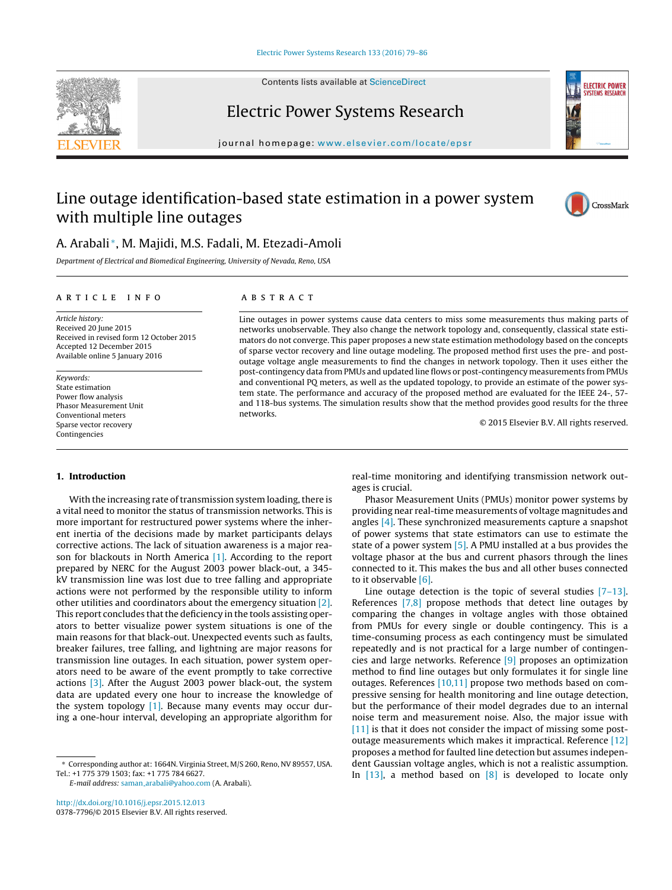# Line outage identification-based state estimation in a power system with multiple line outages

A. Arabali*, M. Majidi, M.S. Fadali, M. Etezadi-Amoli

*Department of Electrical and Biomedical Engineering, University of Nevada, Reno, USA*

## ARTICLE INFO

*Article history:*
Received 20 June 2015
Received in revised form 12 October 2015
Accepted 12 December 2015
Available online 5 January 2016

*Keywords:*
State estimation
Power flow analysis
Phasor Measurement Unit
Conventional meters
Sparse vector recovery
Contingencies

## ABSTRACT

Line outages in power systems cause data centers to miss some measurements thus making parts of networks unobservable. They also change the network topology and, consequently, classical state estimators do not converge. This paper proposes a new state estimation methodology based on the concepts of sparse vector recovery and line outage modeling. The proposed method first uses the pre- and post-outage voltage angle measurements to find the changes in network topology. Then it uses either the post-contingency data from PMUs and updated line flows or post-contingency measurements from PMUs and conventional PQ meters, as well as the updated topology, to provide an estimate of the power system state. The performance and accuracy of the proposed method are evaluated for the IEEE 24-, 57- and 118-bus systems. The simulation results show that the method provides good results for the three networks.

© 2015 Elsevier B.V. All rights reserved.

## 1. Introduction

With the increasing rate of transmission system loading, there is a vital need to monitor the status of transmission networks. This is more important for restructured power systems where the inherent inertia of the decisions made by market participants delays corrective actions. The lack of situation awareness is a major reason for blackouts in North America [1]. According to the report prepared by NERC for the August 2003 power black-out, a 345-kV transmission line was lost due to tree falling and appropriate actions were not performed by the responsible utility to inform other utilities and coordinators about the emergency situation [2]. This report concludes that the deficiency in the tools assisting operators to better visualize power system situations is one of the main reasons for that black-out. Unexpected events such as faults, breaker failures, tree falling, and lightning are major reasons for transmission line outages. In each situation, power system operators need to be aware of the event promptly to take corrective actions [3]. After the August 2003 power black-out, the system data are updated every one hour to increase the knowledge of the system topology [1]. Because many events may occur during a one-hour interval, developing an appropriate algorithm for real-time monitoring and identifying transmission network outages is crucial.

Phasor Measurement Units (PMUs) monitor power systems by providing near real-time measurements of voltage magnitudes and angles [4]. These synchronized measurements capture a snapshot of power systems that state estimators can use to estimate the state of a power system [5]. A PMU installed at a bus provides the voltage phasor at the bus and current phasors through the lines connected to it. This makes the bus and all other buses connected to it observable [6].

Line outage detection is the topic of several studies [7–13]. References [7,8] propose methods that detect line outages by comparing the changes in voltage angles with those obtained from PMUs for every single or double contingency. This is a time-consuming process as each contingency must be simulated repeatedly and is not practical for a large number of contingencies and large networks. Reference [9] proposes an optimization method to find line outages but only formulates it for single line outages. References [10,11] propose two methods based on compressive sensing for health monitoring and line outage detection, but the performance of their model degrades due to an internal noise term and measurement noise. Also, the major issue with [11] is that it does not consider the impact of missing some post-outage measurements which makes it impractical. Reference [12] proposes a method for faulted line detection but assumes independent Gaussian voltage angles, which is not a realistic assumption. In [13], a method based on [8] is developed to locate only

* Corresponding author at: 1664N. Virginia Street, M/S 260, Reno, NV 89557, USA. Tel.: +1 775 379 1503; fax: +1 775 784 6627.
*E-mail address:* saman_arabali@yahoo.com (A. Arabali).

http://dx.doi.org/10.1016/j.epsr.2015.12.013
0378-7796/© 2015 Elsevier B.V. All rights reserved.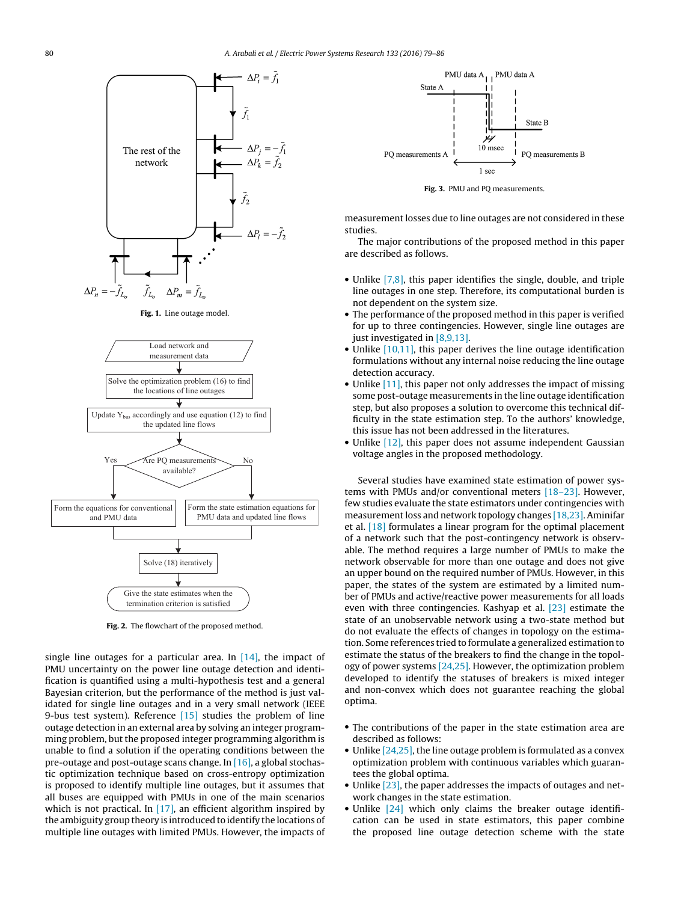Fig. 1. Line outage model.

Fig. 2. The flowchart of the proposed method.

single line outages for a particular area. In [14], the impact of PMU uncertainty on the power line outage detection and identification is quantified using a multi-hypothesis test and a general Bayesian criterion, but the performance of the method is just validated for single line outages and in a very small network (IEEE 9-bus test system). Reference [15] studies the problem of line outage detection in an external area by solving an integer programming problem, but the proposed integer programming algorithm is unable to find a solution if the operating conditions between the pre-outage and post-outage scans change. In [16], a global stochastic optimization technique based on cross-entropy optimization is proposed to identify multiple line outages, but it assumes that all buses are equipped with PMUs in one of the main scenarios which is not practical. In [17], an efficient algorithm inspired by the ambiguity group theory is introduced to identify the locations of multiple line outages with limited PMUs. However, the impacts of

Fig. 3. PMU and PQ measurements.

measurement losses due to line outages are not considered in these studies.

The major contributions of the proposed method in this paper are described as follows.

- Unlike [7,8], this paper identifies the single, double, and triple line outages in one step. Therefore, its computational burden is not dependent on the system size.
- The performance of the proposed method in this paper is verified for up to three contingencies. However, single line outages are just investigated in [8,9,13].
- Unlike [10,11], this paper derives the line outage identification formulations without any internal noise reducing the line outage detection accuracy.
- Unlike [11], this paper not only addresses the impact of missing some post-outage measurements in the line outage identification step, but also proposes a solution to overcome this technical difficulty in the state estimation step. To the authors' knowledge, this issue has not been addressed in the literatures.
- Unlike [12], this paper does not assume independent Gaussian voltage angles in the proposed methodology.

Several studies have examined state estimation of power systems with PMUs and/or conventional meters [18–23]. However, few studies evaluate the state estimators under contingencies with measurement loss and network topology changes [18,23]. Aminifar et al. [18] formulates a linear program for the optimal placement of a network such that the post-contingency network is observable. The method requires a large number of PMUs to make the network observable for more than one outage and does not give an upper bound on the required number of PMUs. However, in this paper, the states of the system are estimated by a limited number of PMUs and active/reactive power measurements for all loads even with three contingencies. Kashyap et al. [23] estimate the state of an unobservable network using a two-state method but do not evaluate the effects of changes in topology on the estimation. Some references tried to formulate a generalized estimation to estimate the status of the breakers to find the change in the topology of power systems [24,25]. However, the optimization problem developed to identify the statuses of breakers is mixed integer and non-convex which does not guarantee reaching the global optima.

- The contributions of the paper in the state estimation area are described as follows:
- Unlike [24,25], the line outage problem is formulated as a convex optimization problem with continuous variables which guarantees the global optima.
- Unlike [23], the paper addresses the impacts of outages and network changes in the state estimation.
- Unlike [24] which only claims the breaker outage identification can be used in state estimators, this paper combine the proposed line outage detection scheme with the state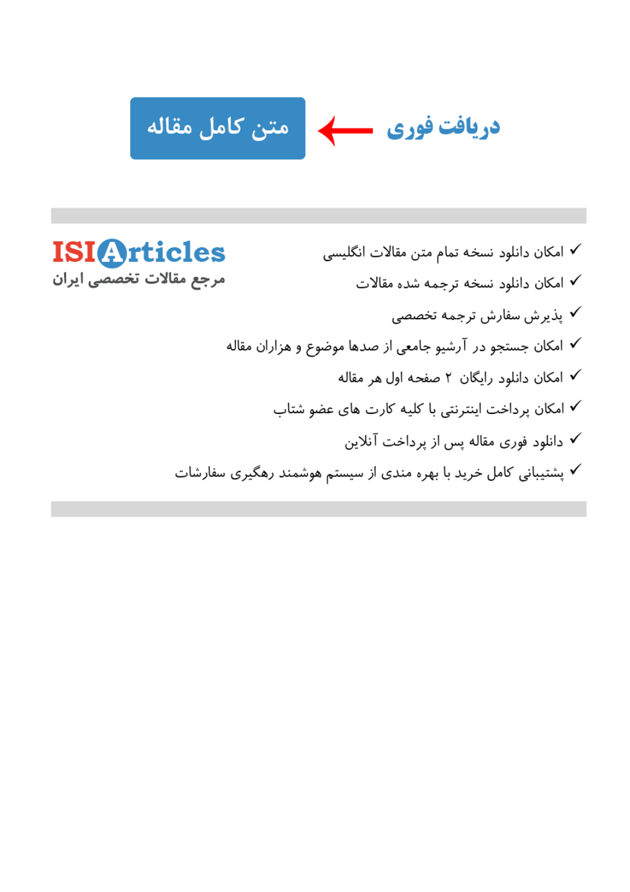دریافت فوری ← متن کامل مقاله

**ISIArticles**
مرجع مقالات تخصصی ایران

- ✓ امکان دانلود نسخه تمام متن مقالات انگلیسی
- ✓ امکان دانلود نسخه ترجمه شده مقالات
- ✓ پذیرش سفارش ترجمه تخصصی
- ✓ امکان جستجو در آرشیو جامعی از صدها موضوع و هزاران مقاله
- ✓ امکان دانلود رایگان ۲ صفحه اول هر مقاله
- ✓ امکان پرداخت اینترنتی با کلیه کارت های عضو شتاب
- ✓ دانلود فوری مقاله پس از پرداخت آنلاین
- ✓ پشتیبانی کامل خرید با بهره مندی از سیستم هوشمند رهگیری سفارشات